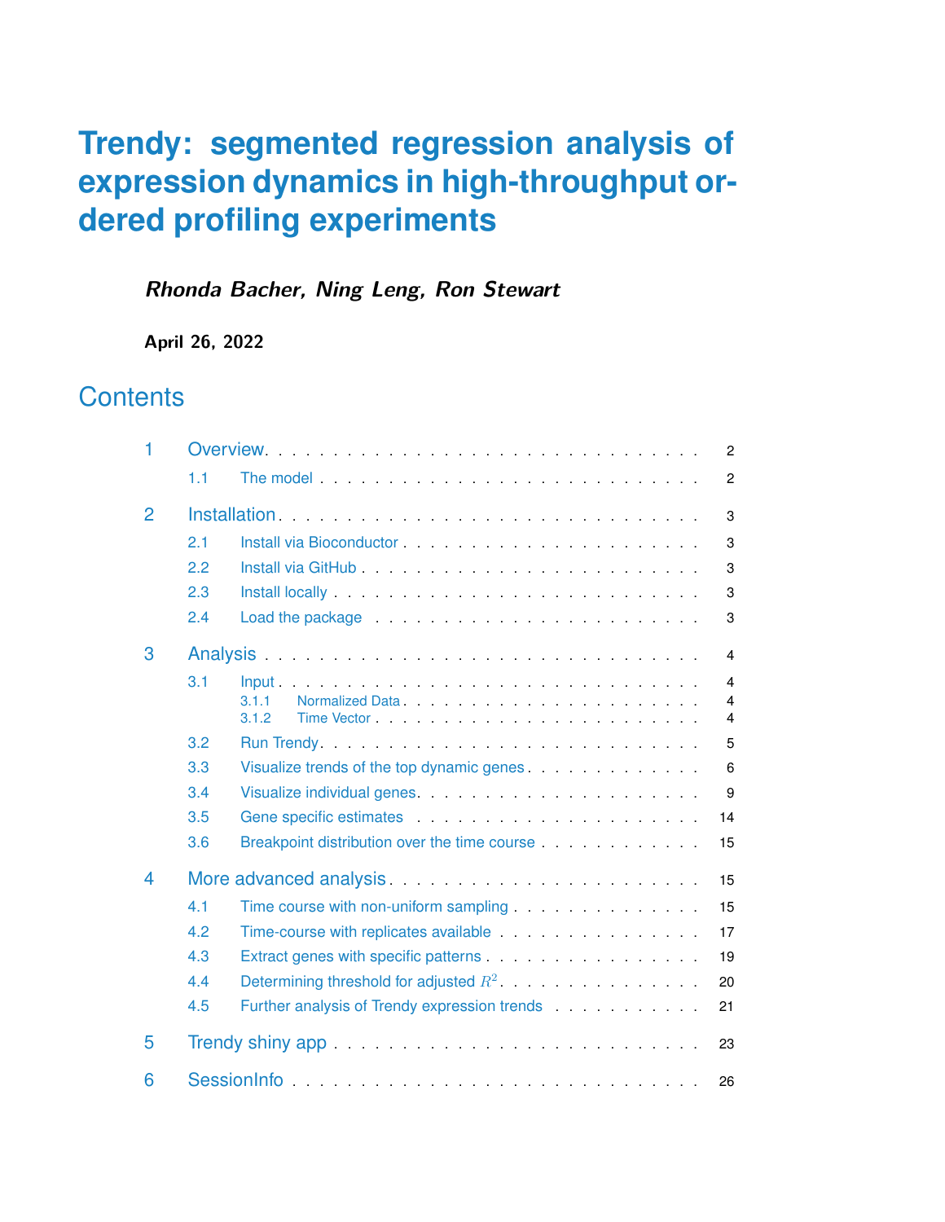# Trendy: segmented regression analysis of expression dynamics in high-throughput ordered profiling experiments

***Rhonda Bacher, Ning Leng, Ron Stewart***

**April 26, 2022**

## Contents

1 Overview . . . 2
  1.1 The model . . . 2

2 Installation . . . 3
  2.1 Install via Bioconductor . . . 3
  2.2 Install via GitHub . . . 3
  2.3 Install locally . . . 3
  2.4 Load the package . . . 3

3 Analysis . . . 4
  3.1 Input . . . 4
    3.1.1 Normalized Data . . . 4
    3.1.2 Time Vector . . . 4
  3.2 Run Trendy . . . 5
  3.3 Visualize trends of the top dynamic genes . . . 6
  3.4 Visualize individual genes . . . 9
  3.5 Gene specific estimates . . . 14
  3.6 Breakpoint distribution over the time course . . . 15

4 More advanced analysis . . . 15
  4.1 Time course with non-uniform sampling . . . 15
  4.2 Time-course with replicates available . . . 17
  4.3 Extract genes with specific patterns . . . 19
  4.4 Determining threshold for adjusted $R^2$ . . . 20
  4.5 Further analysis of Trendy expression trends . . . 21

5 Trendy shiny app . . . 23

6 SessionInfo . . . 26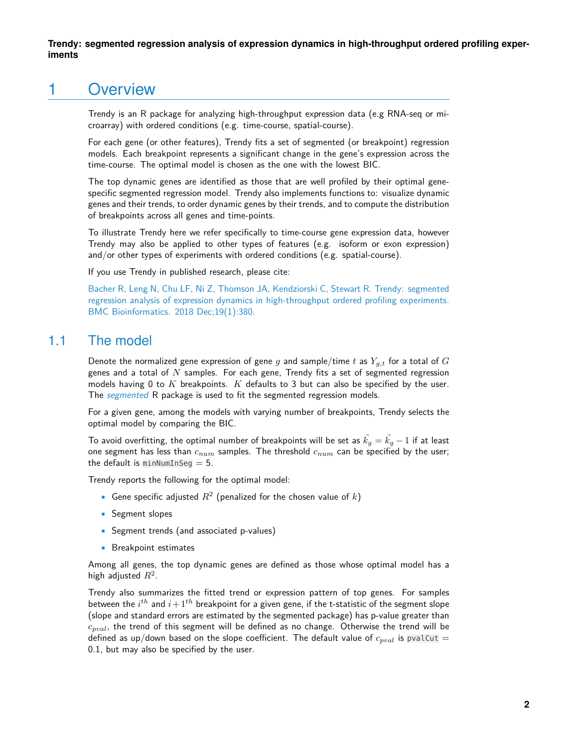# 1 Overview

Trendy is an R package for analyzing high-throughput expression data (e.g RNA-seq or microarray) with ordered conditions (e.g. time-course, spatial-course).

For each gene (or other features), Trendy fits a set of segmented (or breakpoint) regression models. Each breakpoint represents a significant change in the gene's expression across the time-course. The optimal model is chosen as the one with the lowest BIC.

The top dynamic genes are identified as those that are well profiled by their optimal gene-specific segmented regression model. Trendy also implements functions to: visualize dynamic genes and their trends, to order dynamic genes by their trends, and to compute the distribution of breakpoints across all genes and time-points.

To illustrate Trendy here we refer specifically to time-course gene expression data, however Trendy may also be applied to other types of features (e.g. isoform or exon expression) and/or other types of experiments with ordered conditions (e.g. spatial-course).

If you use Trendy in published research, please cite:

Bacher R, Leng N, Chu LF, Ni Z, Thomson JA, Kendziorski C, Stewart R. Trendy: segmented regression analysis of expression dynamics in high-throughput ordered profiling experiments. BMC Bioinformatics. 2018 Dec;19(1):380.

## 1.1 The model

Denote the normalized gene expression of gene $g$ and sample/time $t$ as $Y_{g,t}$ for a total of $G$ genes and a total of $N$ samples. For each gene, Trendy fits a set of segmented regression models having 0 to $K$ breakpoints. $K$ defaults to 3 but can also be specified by the user. The *segmented* R package is used to fit the segmented regression models.

For a given gene, among the models with varying number of breakpoints, Trendy selects the optimal model by comparing the BIC.

To avoid overfitting, the optimal number of breakpoints will be set as $\tilde{k_g} = \tilde{k_g} - 1$ if at least one segment has less than $c_{num}$ samples. The threshold $c_{num}$ can be specified by the user; the default is `minNumInSeg` = 5.

Trendy reports the following for the optimal model:

- Gene specific adjusted $R^2$ (penalized for the chosen value of $k$)
- Segment slopes
- Segment trends (and associated p-values)
- Breakpoint estimates

Among all genes, the top dynamic genes are defined as those whose optimal model has a high adjusted $R^2$.

Trendy also summarizes the fitted trend or expression pattern of top genes. For samples between the $i^{th}$ and $i+1^{th}$ breakpoint for a given gene, if the t-statistic of the segment slope (slope and standard errors are estimated by the segmented package) has p-value greater than $c_{pval}$, the trend of this segment will be defined as no change. Otherwise the trend will be defined as up/down based on the slope coefficient. The default value of $c_{pval}$ is `pvalCut` = 0.1, but may also be specified by the user.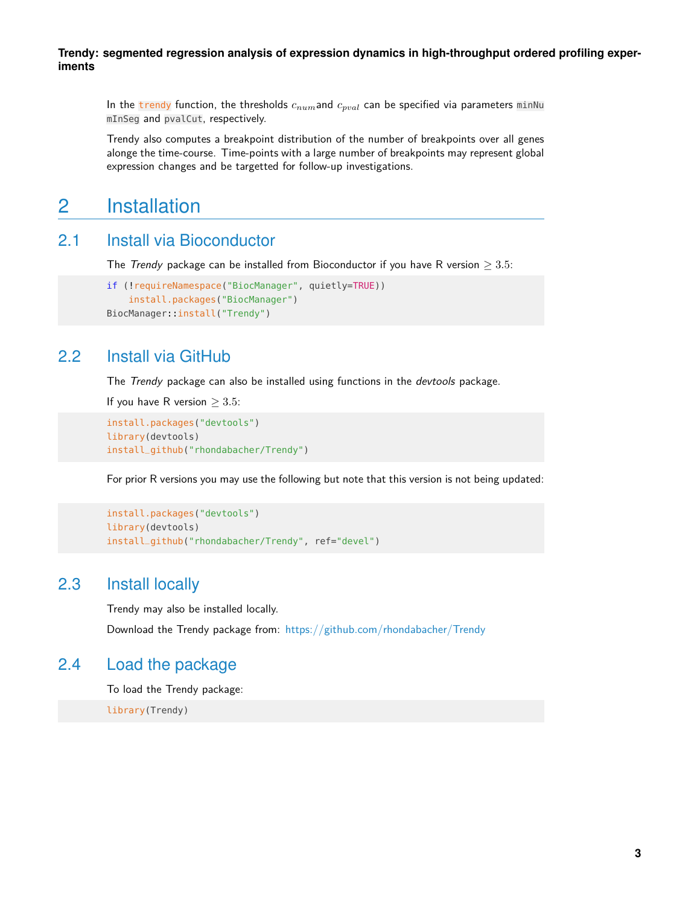In the `trendy` function, the thresholds $c_{num}$ and $c_{pval}$ can be specified via parameters `minNumInSeg` and `pvalCut`, respectively.

Trendy also computes a breakpoint distribution of the number of breakpoints over all genes alonge the time-course. Time-points with a large number of breakpoints may represent global expression changes and be targetted for follow-up investigations.

# 2 Installation

## 2.1 Install via Bioconductor

The *Trendy* package can be installed from Bioconductor if you have R version $\geq 3.5$:

```
if (!requireNamespace("BiocManager", quietly=TRUE))
    install.packages("BiocManager")
BiocManager::install("Trendy")
```

## 2.2 Install via GitHub

The *Trendy* package can also be installed using functions in the *devtools* package.

If you have R version $\geq 3.5$:

```
install.packages("devtools")
library(devtools)
install_github("rhondabacher/Trendy")
```

For prior R versions you may use the following but note that this version is not being updated:

```
install.packages("devtools")
library(devtools)
install_github("rhondabacher/Trendy", ref="devel")
```

## 2.3 Install locally

Trendy may also be installed locally.

Download the Trendy package from: https://github.com/rhondabacher/Trendy

## 2.4 Load the package

To load the Trendy package:

```
library(Trendy)
```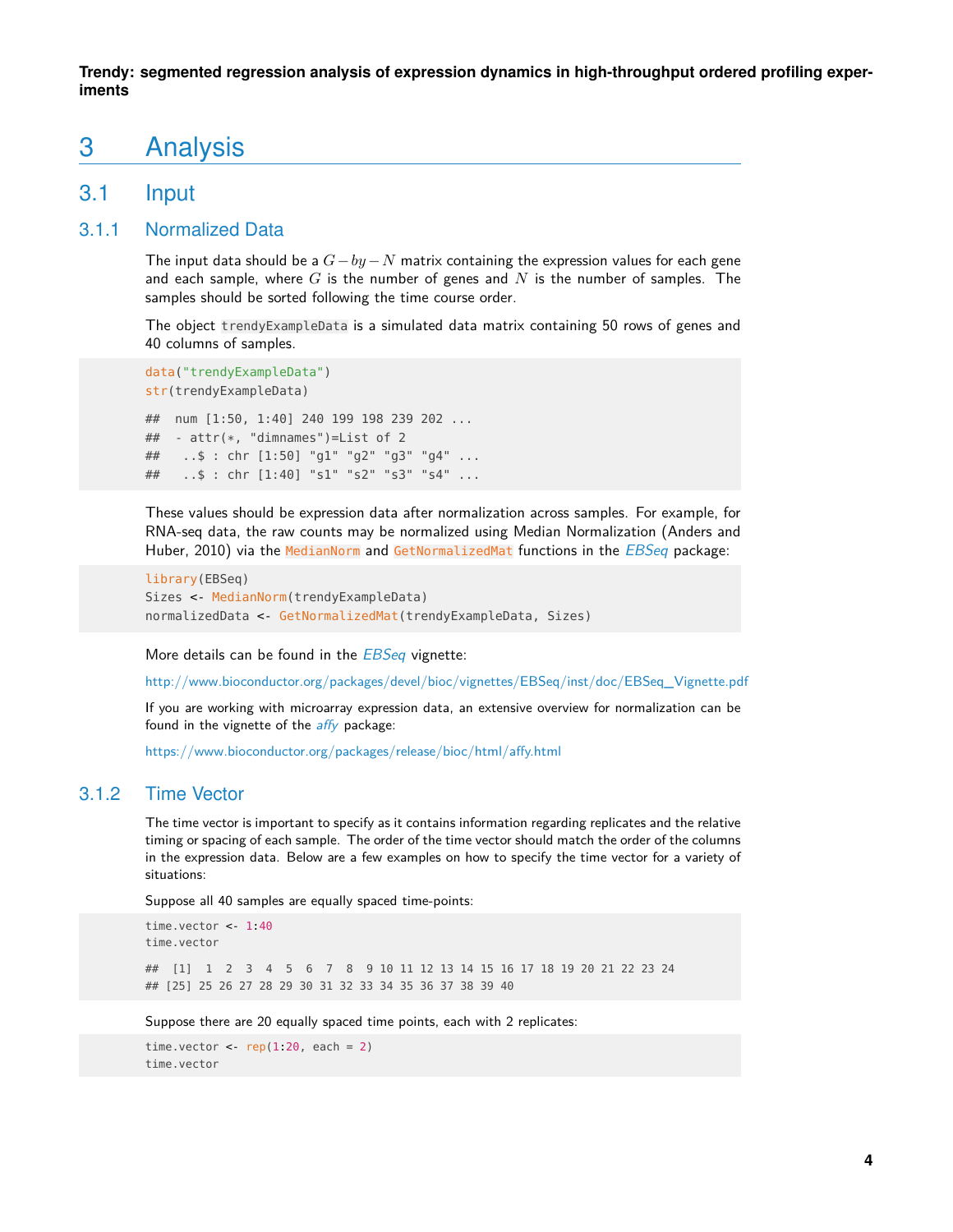# 3 Analysis

## 3.1 Input

### 3.1.1 Normalized Data

The input data should be a $G - by - N$ matrix containing the expression values for each gene and each sample, where $G$ is the number of genes and $N$ is the number of samples. The samples should be sorted following the time course order.

The object `trendyExampleData` is a simulated data matrix containing 50 rows of genes and 40 columns of samples.

```
data("trendyExampleData")
str(trendyExampleData)

##  num [1:50, 1:40] 240 199 198 239 202 ...
##  - attr(*, "dimnames")=List of 2
##   ..$ : chr [1:50] "g1" "g2" "g3" "g4" ...
##   ..$ : chr [1:40] "s1" "s2" "s3" "s4" ...
```

These values should be expression data after normalization across samples. For example, for RNA-seq data, the raw counts may be normalized using Median Normalization (Anders and Huber, 2010) via the `MedianNorm` and `GetNormalizedMat` functions in the *EBSeq* package:

```
library(EBSeq)
Sizes <- MedianNorm(trendyExampleData)
normalizedData <- GetNormalizedMat(trendyExampleData, Sizes)
```

More details can be found in the *EBSeq* vignette:

http://www.bioconductor.org/packages/devel/bioc/vignettes/EBSeq/inst/doc/EBSeq_Vignette.pdf

If you are working with microarray expression data, an extensive overview for normalization can be found in the vignette of the *affy* package:

https://www.bioconductor.org/packages/release/bioc/html/affy.html

### 3.1.2 Time Vector

The time vector is important to specify as it contains information regarding replicates and the relative timing or spacing of each sample. The order of the time vector should match the order of the columns in the expression data. Below are a few examples on how to specify the time vector for a variety of situations:

Suppose all 40 samples are equally spaced time-points:

```
time.vector <- 1:40
time.vector

##  [1]  1  2  3  4  5  6  7  8  9 10 11 12 13 14 15 16 17 18 19 20 21 22 23 24
## [25] 25 26 27 28 29 30 31 32 33 34 35 36 37 38 39 40
```

Suppose there are 20 equally spaced time points, each with 2 replicates:

```
time.vector <- rep(1:20, each = 2)
time.vector
```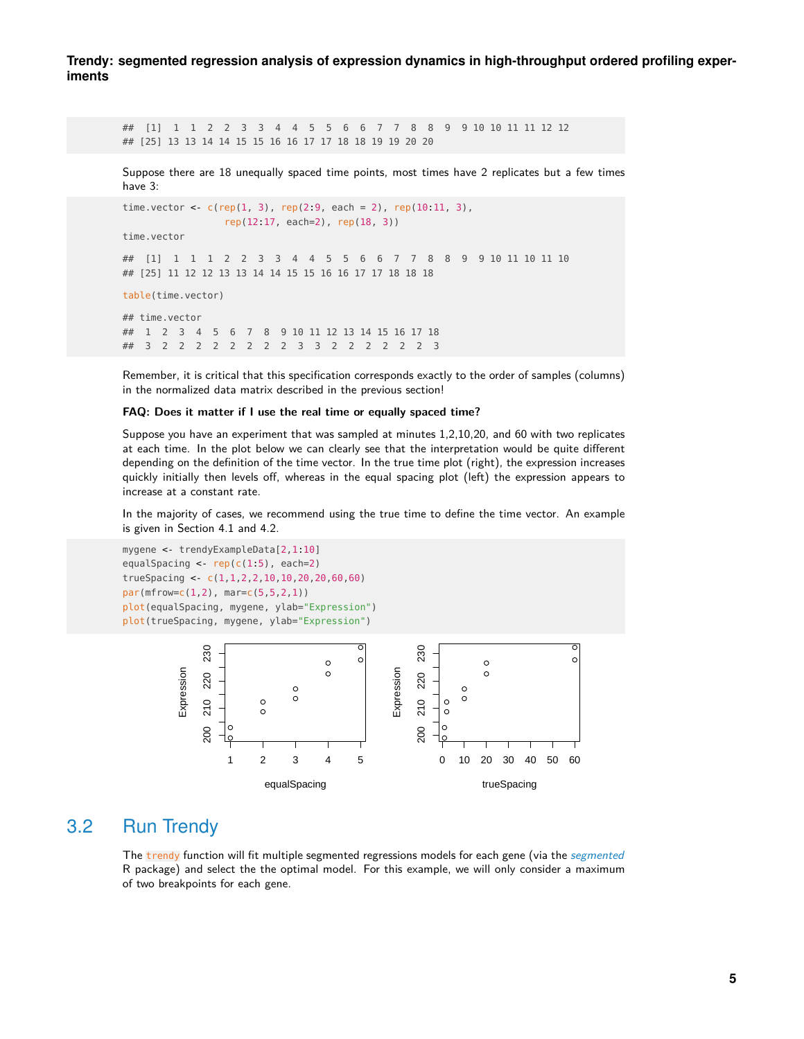```
## [1]  1  1  2  2  3  3  4  4  5  5  6  6  7  7  8  8  9  9 10 10 11 11 12 12
## [25] 13 13 14 14 15 15 16 16 17 17 18 18 19 19 20 20
```

Suppose there are 18 unequally spaced time points, most times have 2 replicates but a few times have 3:

```
time.vector <- c(rep(1, 3), rep(2:9, each = 2), rep(10:11, 3),
                 rep(12:17, each=2), rep(18, 3))
time.vector

## [1]  1  1  1  2  2  3  3  4  4  5  5  6  6  7  7  8  8  9  9 10 11 10 11 10
## [25] 11 12 12 13 13 14 14 15 15 16 16 17 17 18 18 18

table(time.vector)

## time.vector
##  1  2  3  4  5  6  7  8  9 10 11 12 13 14 15 16 17 18
##  3  2  2  2  2  2  2  2  2  3  3  2  2  2  2  2  2  3
```

Remember, it is critical that this specification corresponds exactly to the order of samples (columns) in the normalized data matrix described in the previous section!

**FAQ: Does it matter if I use the real time or equally spaced time?**

Suppose you have an experiment that was sampled at minutes 1,2,10,20, and 60 with two replicates at each time. In the plot below we can clearly see that the interpretation would be quite different depending on the definition of the time vector. In the true time plot (right), the expression increases quickly initially then levels off, whereas in the equal spacing plot (left) the expression appears to increase at a constant rate.

In the majority of cases, we recommend using the true time to define the time vector. An example is given in Section 4.1 and 4.2.

```
mygene <- trendyExampleData[2,1:10]
equalSpacing <- rep(c(1:5), each=2)
trueSpacing <- c(1,1,2,2,10,10,20,20,60,60)
par(mfrow=c(1,2), mar=c(5,5,2,1))
plot(equalSpacing, mygene, ylab="Expression")
plot(trueSpacing, mygene, ylab="Expression")
```

## 3.2 Run Trendy

The `trendy` function will fit multiple segmented regressions models for each gene (via the *segmented* R package) and select the the optimal model. For this example, we will only consider a maximum of two breakpoints for each gene.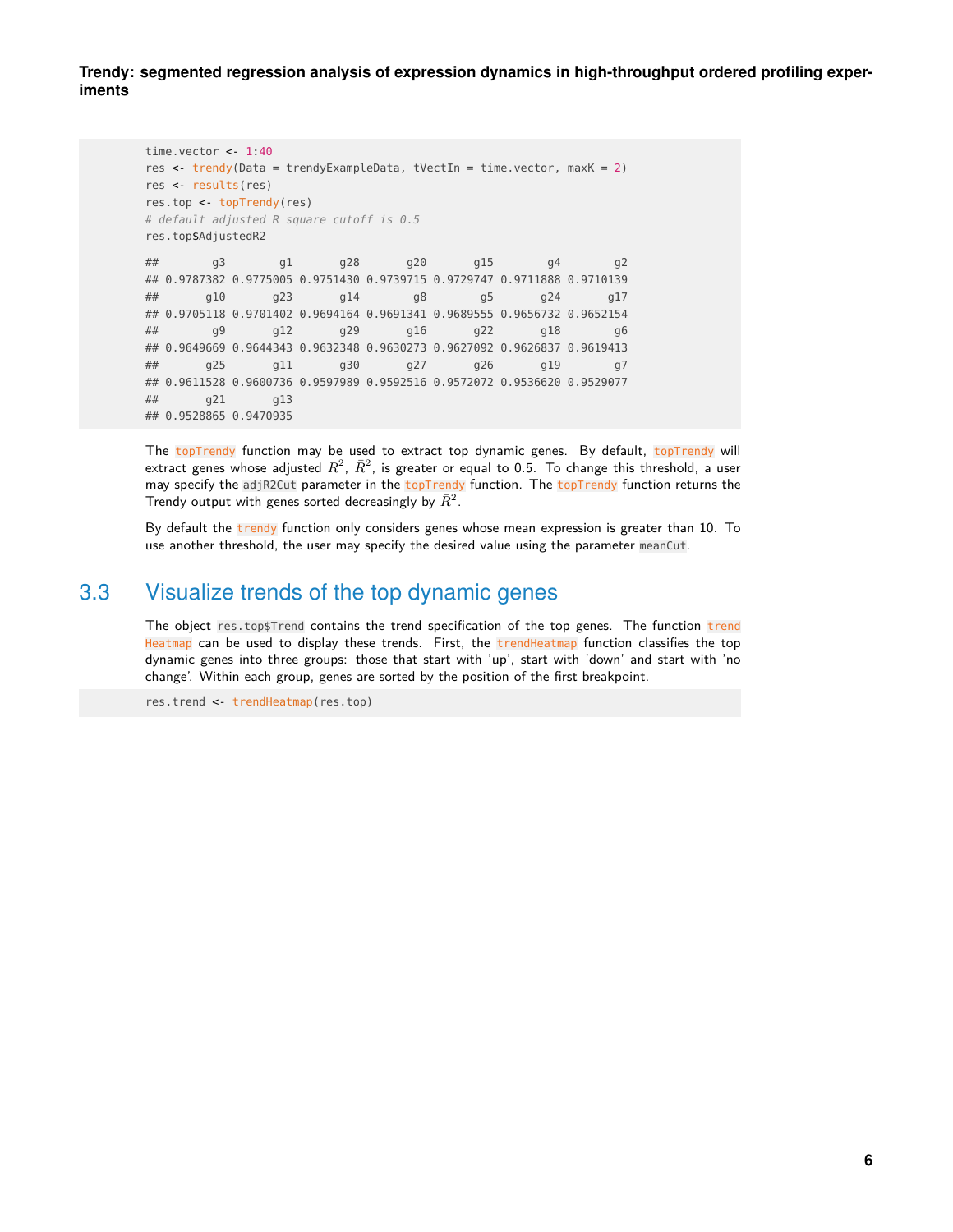```
time.vector <- 1:40
res <- trendy(Data = trendyExampleData, tVectIn = time.vector, maxK = 2)
res <- results(res)
res.top <- topTrendy(res)
# default adjusted R square cutoff is 0.5
res.top$AdjustedR2

##        g3        g1       g28       g20       g15        g4        g2
## 0.9787382 0.9775005 0.9751430 0.9739715 0.9729747 0.9711888 0.9710139
##       g10       g23       g14        g8        g5       g24       g17
## 0.9705118 0.9701402 0.9694164 0.9691341 0.9689555 0.9656732 0.9652154
##        g9       g12       g29       g16       g22       g18        g6
## 0.9649669 0.9644343 0.9632348 0.9630273 0.9627092 0.9626837 0.9619413
##       g25       g11       g30       g27       g26       g19        g7
## 0.9611528 0.9600736 0.9597989 0.9592516 0.9572072 0.9536620 0.9529077
##       g21       g13
## 0.9528865 0.9470935
```

The topTrendy function may be used to extract top dynamic genes. By default, topTrendy will extract genes whose adjusted $R^2$, $\bar{R}^2$, is greater or equal to 0.5. To change this threshold, a user may specify the adjR2Cut parameter in the topTrendy function. The topTrendy function returns the Trendy output with genes sorted decreasingly by $\bar{R}^2$.

By default the trendy function only considers genes whose mean expression is greater than 10. To use another threshold, the user may specify the desired value using the parameter meanCut.

## 3.3 Visualize trends of the top dynamic genes

The object res.top$Trend contains the trend specification of the top genes. The function trendHeatmap can be used to display these trends. First, the trendHeatmap function classifies the top dynamic genes into three groups: those that start with 'up', start with 'down' and start with 'no change'. Within each group, genes are sorted by the position of the first breakpoint.

```
res.trend <- trendHeatmap(res.top)
```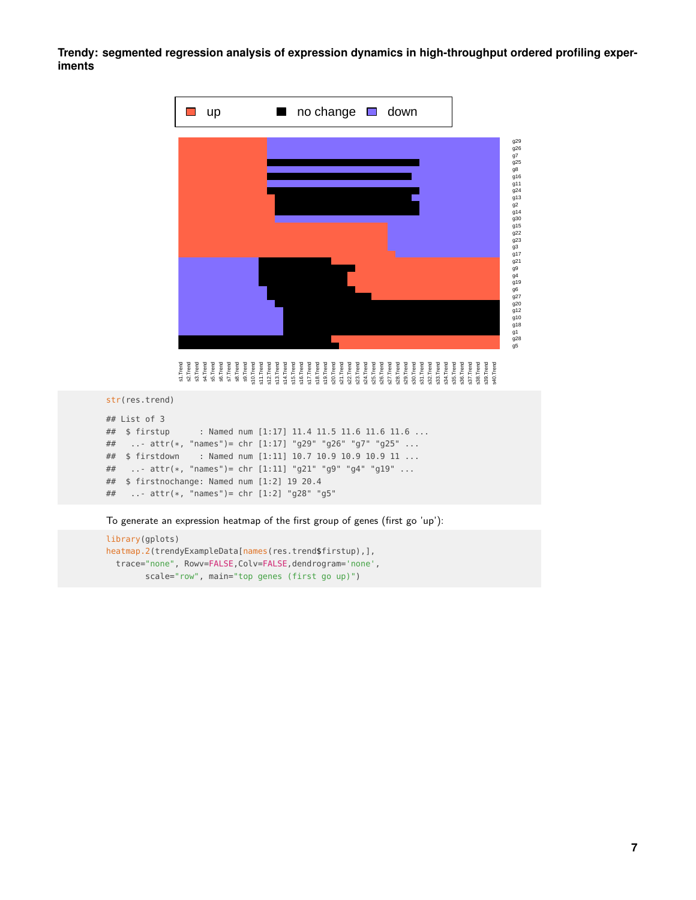```r
str(res.trend)

## List of 3
##  $ firstup      : Named num [1:17] 11.4 11.5 11.6 11.6 11.6 ...
##   ..- attr(*, "names")= chr [1:17] "g29" "g26" "g7" "g25" ...
##  $ firstdown    : Named num [1:11] 10.7 10.9 10.9 10.9 11 ...
##   ..- attr(*, "names")= chr [1:11] "g21" "g9" "g4" "g19" ...
##  $ firstnochange: Named num [1:2] 19 20.4
##   ..- attr(*, "names")= chr [1:2] "g28" "g5"
```

To generate an expression heatmap of the first group of genes (first go 'up'):

```r
library(gplots)
heatmap.2(trendyExampleData[names(res.trend$firstup),],
  trace="none", Rowv=FALSE,Colv=FALSE,dendrogram='none',
        scale="row", main="top genes (first go up)")
```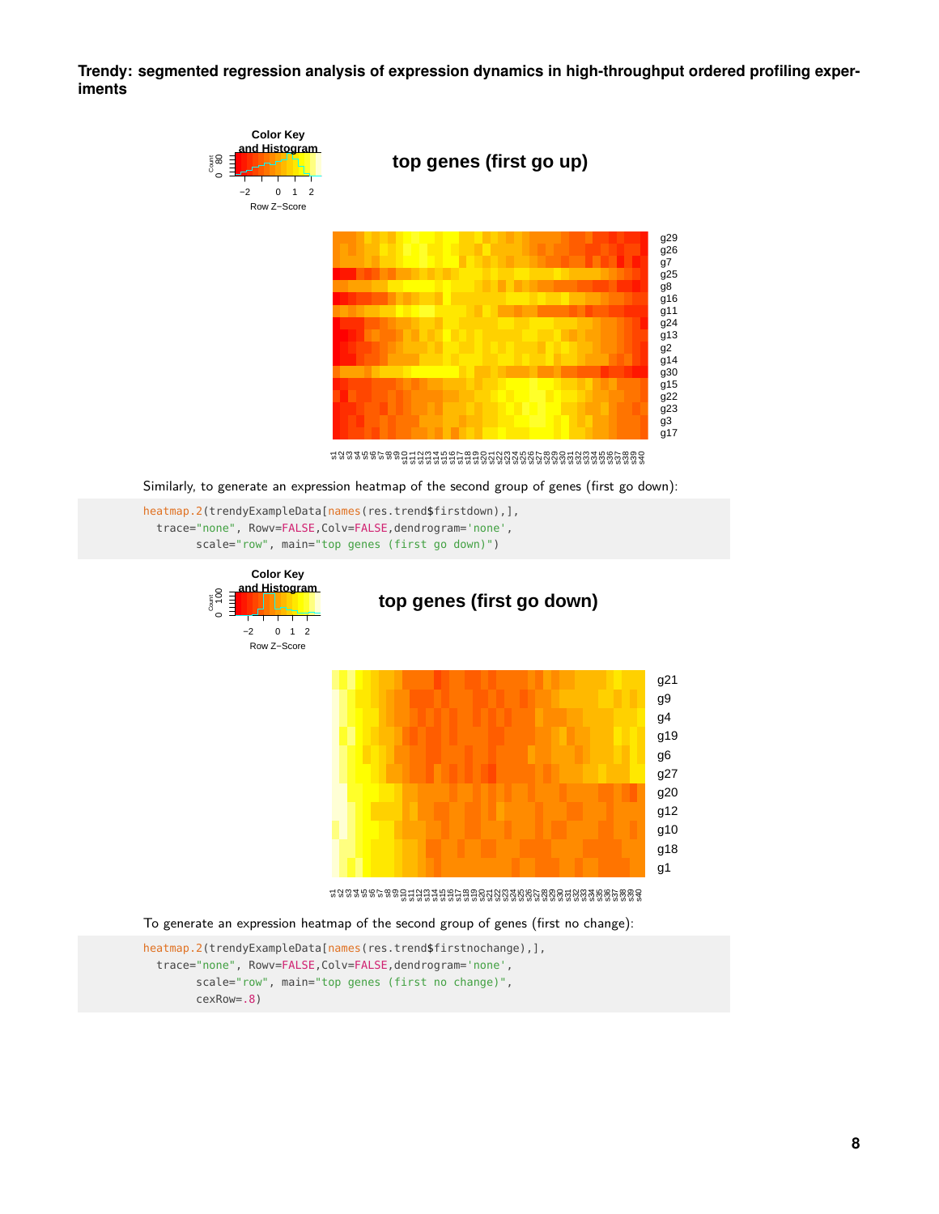Similarly, to generate an expression heatmap of the second group of genes (first go down):

```
heatmap.2(trendyExampleData[names(res.trend$firstdown),],
  trace="none", Rowv=FALSE,Colv=FALSE,dendrogram='none',
        scale="row", main="top genes (first go down)")
```

To generate an expression heatmap of the second group of genes (first no change):

```
heatmap.2(trendyExampleData[names(res.trend$firstnochange),],
  trace="none", Rowv=FALSE,Colv=FALSE,dendrogram='none',
        scale="row", main="top genes (first no change)",
        cexRow=.8)
```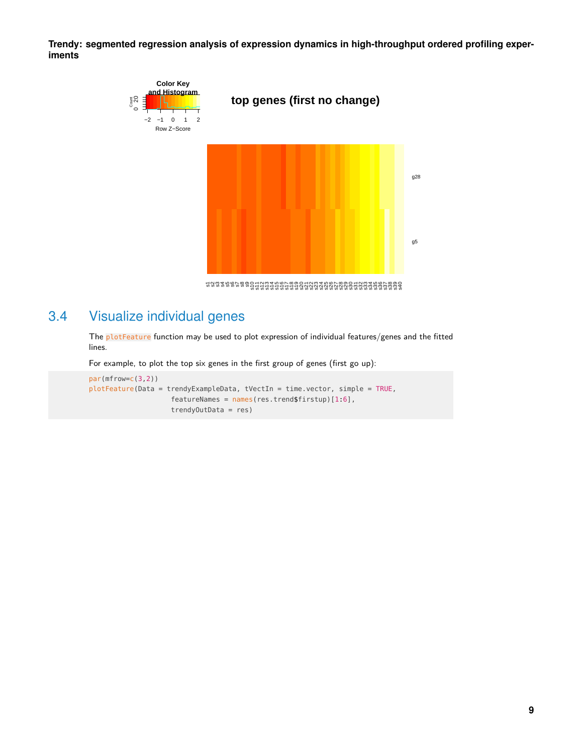## 3.4 Visualize individual genes

The `plotFeature` function may be used to plot expression of individual features/genes and the fitted lines.

For example, to plot the top six genes in the first group of genes (first go up):

```
par(mfrow=c(3,2))
plotFeature(Data = trendyExampleData, tVectIn = time.vector, simple = TRUE,
                    featureNames = names(res.trend$firstup)[1:6],
                    trendyOutData = res)
```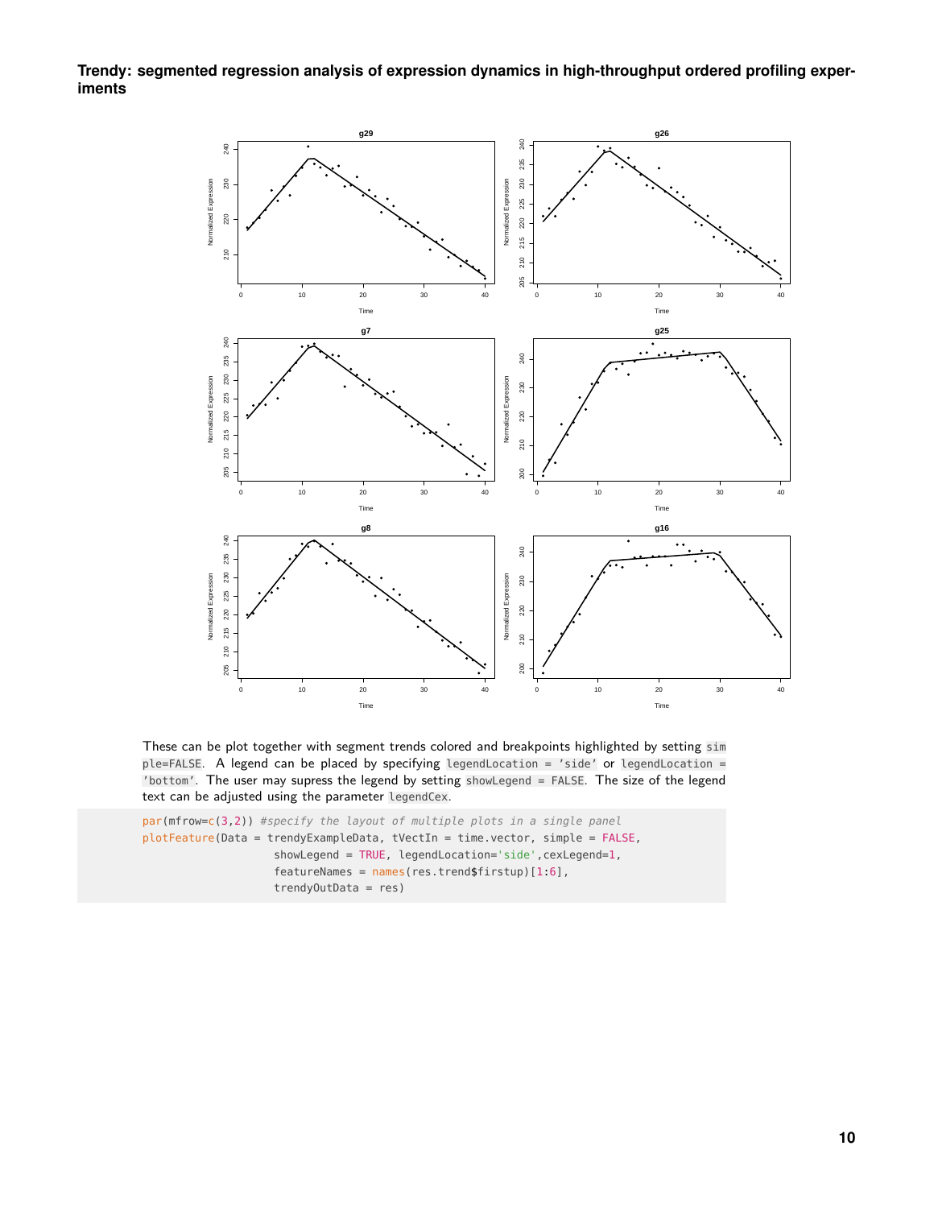These can be plot together with segment trends colored and breakpoints highlighted by setting `simple=FALSE`. A legend can be placed by specifying `legendLocation = 'side'` or `legendLocation = 'bottom'`. The user may supress the legend by setting `showLegend = FALSE`. The size of the legend text can be adjusted using the parameter `legendCex`.

```
par(mfrow=c(3,2)) #specify the layout of multiple plots in a single panel
plotFeature(Data = trendyExampleData, tVectIn = time.vector, simple = FALSE,
                  showLegend = TRUE, legendLocation='side',cexLegend=1,
                  featureNames = names(res.trend$firstup)[1:6],
                  trendyOutData = res)
```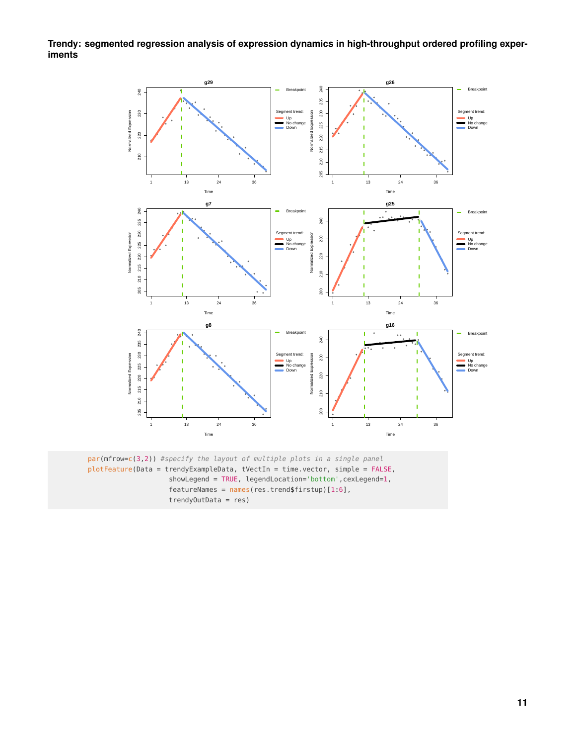```r
par(mfrow=c(3,2)) #specify the layout of multiple plots in a single panel
plotFeature(Data = trendyExampleData, tVectIn = time.vector, simple = FALSE,
            showLegend = TRUE, legendLocation='bottom',cexLegend=1,
            featureNames = names(res.trend$firstup)[1:6],
            trendyOutData = res)
```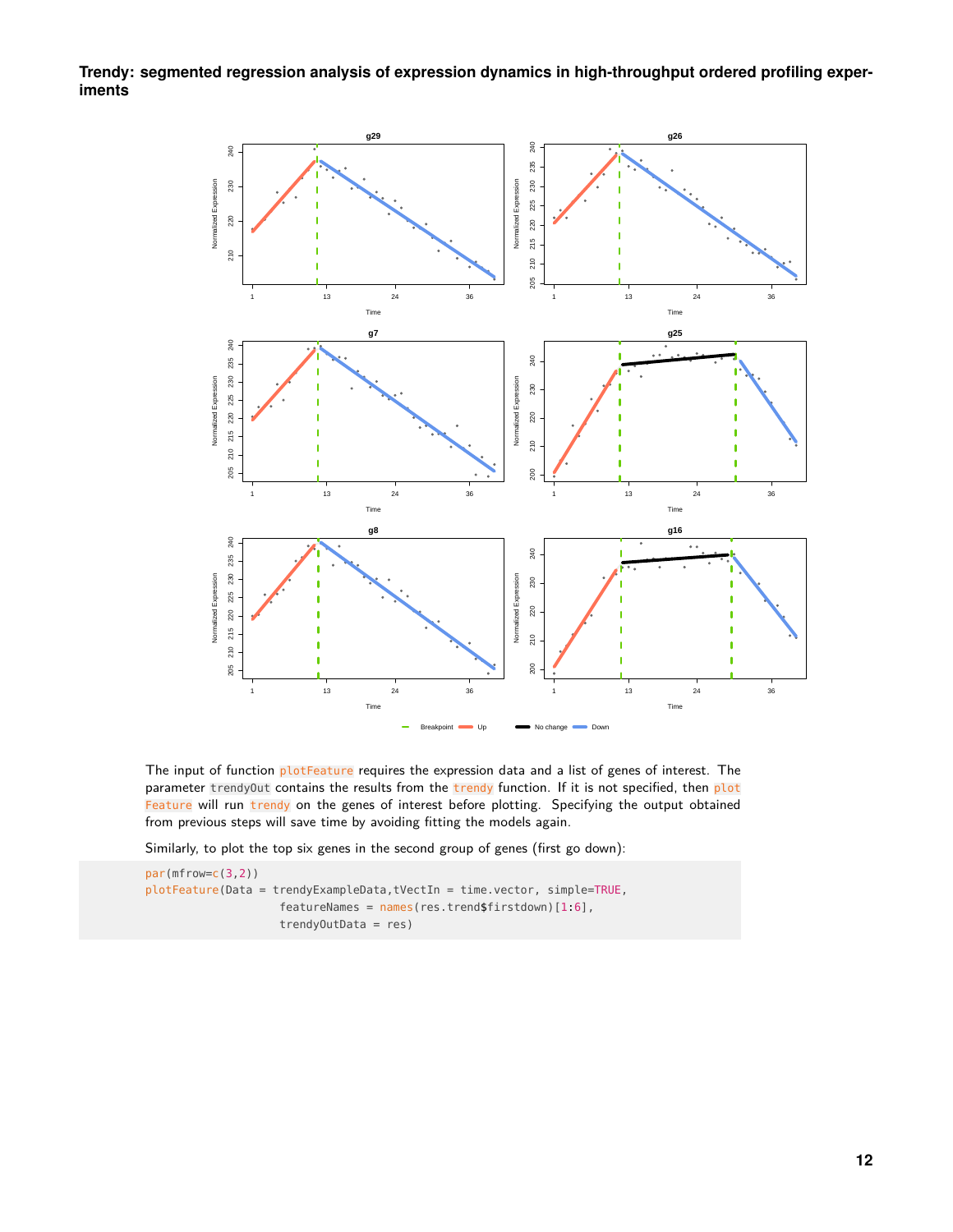The input of function `plotFeature` requires the expression data and a list of genes of interest. The parameter `trendyOut` contains the results from the `trendy` function. If it is not specified, then `plotFeature` will run `trendy` on the genes of interest before plotting. Specifying the output obtained from previous steps will save time by avoiding fitting the models again.

Similarly, to plot the top six genes in the second group of genes (first go down):

```
par(mfrow=c(3,2))
plotFeature(Data = trendyExampleData,tVectIn = time.vector, simple=TRUE,
                    featureNames = names(res.trend$firstdown)[1:6],
                    trendyOutData = res)
```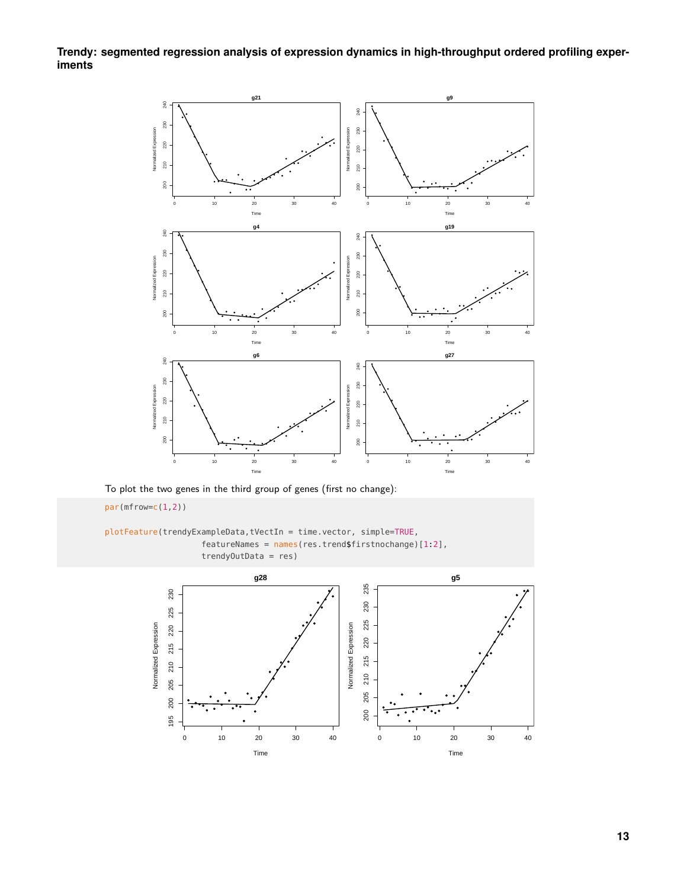To plot the two genes in the third group of genes (first no change):

```
par(mfrow=c(1,2))

plotFeature(trendyExampleData,tVectIn = time.vector, simple=TRUE,
                featureNames = names(res.trend$firstnochange)[1:2],
                trendyOutData = res)
```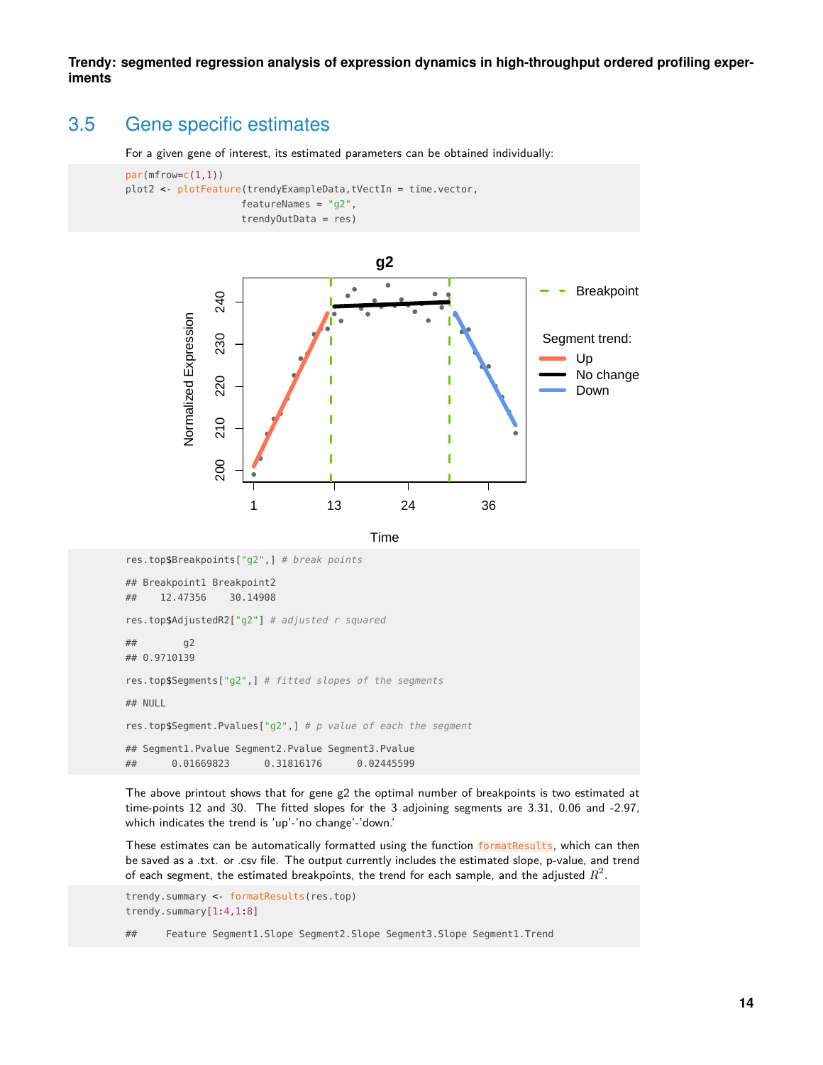## 3.5 Gene specific estimates

For a given gene of interest, its estimated parameters can be obtained individually:

```
par(mfrow=c(1,1))
plot2 <- plotFeature(trendyExampleData,tVectIn = time.vector,
                    featureNames = "g2",
                    trendyOutData = res)
```

```
res.top$Breakpoints["g2",] # break points

## Breakpoint1 Breakpoint2
##    12.47356    30.14908

res.top$AdjustedR2["g2"] # adjusted r squared

##        g2
## 0.9710139

res.top$Segments["g2",] # fitted slopes of the segments

## NULL

res.top$Segment.Pvalues["g2",] # p value of each the segment

## Segment1.Pvalue Segment2.Pvalue Segment3.Pvalue
##      0.01669823      0.31816176      0.02445599
```

The above printout shows that for gene g2 the optimal number of breakpoints is two estimated at time-points 12 and 30. The fitted slopes for the 3 adjoining segments are 3.31, 0.06 and -2.97, which indicates the trend is 'up'-'no change'-'down.'

These estimates can be automatically formatted using the function `formatResults`, which can then be saved as a .txt. or .csv file. The output currently includes the estimated slope, p-value, and trend of each segment, the estimated breakpoints, the trend for each sample, and the adjusted $R^2$.

```
trendy.summary <- formatResults(res.top)
trendy.summary[1:4,1:8]

##     Feature Segment1.Slope Segment2.Slope Segment3.Slope Segment1.Trend
```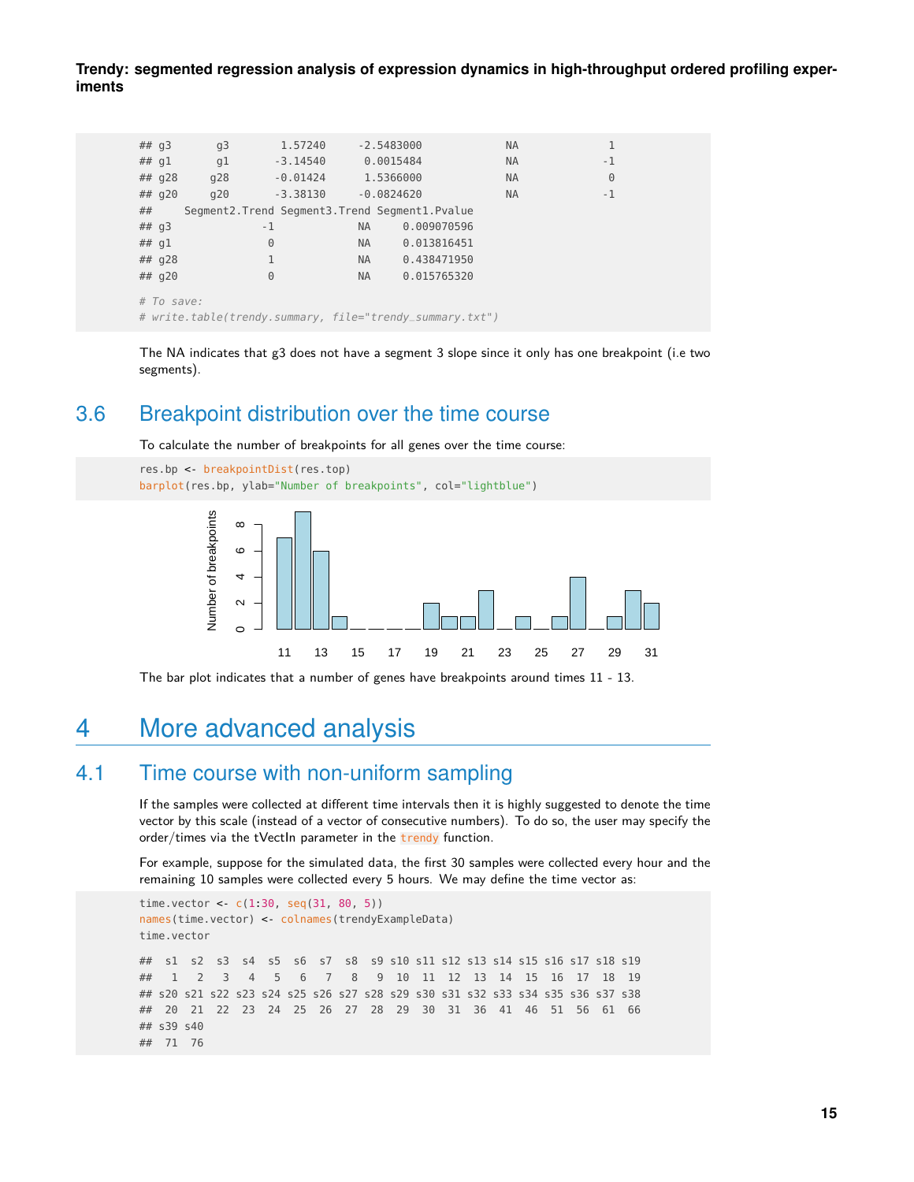```
## g3       g3      1.57240    -2.5483000           NA            1
## g1       g1     -3.14540     0.0015484           NA           -1
## g28     g28     -0.01424     1.5366000           NA            0
## g20     g20     -3.38130    -0.0824620           NA           -1
##     Segment2.Trend Segment3.Trend Segment1.Pvalue
## g3              -1             NA     0.009070596
## g1               0             NA     0.013816451
## g28              1             NA     0.438471950
## g20              0             NA     0.015765320

# To save:
# write.table(trendy.summary, file="trendy_summary.txt")
```

The NA indicates that g3 does not have a segment 3 slope since it only has one breakpoint (i.e two segments).

## 3.6 Breakpoint distribution over the time course

To calculate the number of breakpoints for all genes over the time course:

```
res.bp <- breakpointDist(res.top)
barplot(res.bp, ylab="Number of breakpoints", col="lightblue")
```

The bar plot indicates that a number of genes have breakpoints around times 11 - 13.

# 4 More advanced analysis

## 4.1 Time course with non-uniform sampling

If the samples were collected at different time intervals then it is highly suggested to denote the time vector by this scale (instead of a vector of consecutive numbers). To do so, the user may specify the order/times via the tVectIn parameter in the `trendy` function.

For example, suppose for the simulated data, the first 30 samples were collected every hour and the remaining 10 samples were collected every 5 hours. We may define the time vector as:

```
time.vector <- c(1:30, seq(31, 80, 5))
names(time.vector) <- colnames(trendyExampleData)
time.vector

##  s1  s2  s3  s4  s5  s6  s7  s8  s9 s10 s11 s12 s13 s14 s15 s16 s17 s18 s19
##   1   2   3   4   5   6   7   8   9  10  11  12  13  14  15  16  17  18  19
## s20 s21 s22 s23 s24 s25 s26 s27 s28 s29 s30 s31 s32 s33 s34 s35 s36 s37 s38
##  20  21  22  23  24  25  26  27  28  29  30  31  36  41  46  51  56  61  66
## s39 s40
##  71  76
```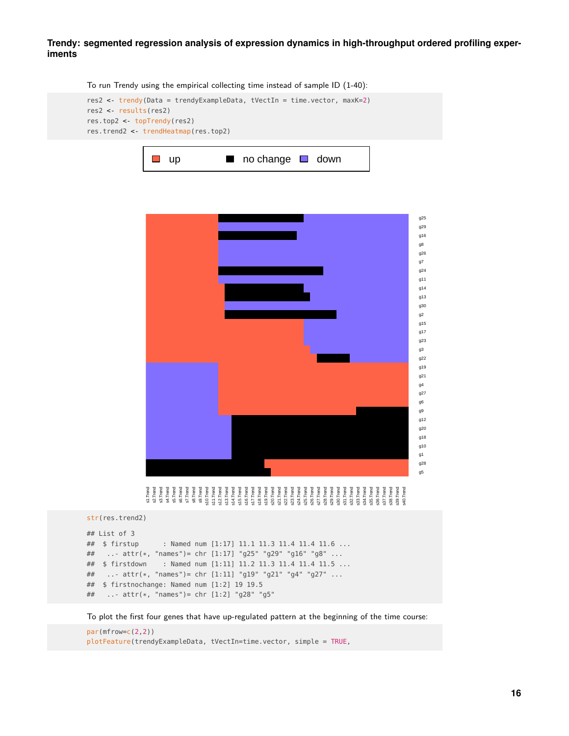To run Trendy using the empirical collecting time instead of sample ID (1-40):

```
res2 <- trendy(Data = trendyExampleData, tVectIn = time.vector, maxK=2)
res2 <- results(res2)
res.top2 <- topTrendy(res2)
res.trend2 <- trendHeatmap(res.top2)
```

```
str(res.trend2)

## List of 3
##  $ firstup      : Named num [1:17] 11.1 11.3 11.4 11.4 11.6 ...
##   ..- attr(*, "names")= chr [1:17] "g25" "g29" "g16" "g8" ...
##  $ firstdown    : Named num [1:11] 11.2 11.3 11.4 11.4 11.5 ...
##   ..- attr(*, "names")= chr [1:11] "g19" "g21" "g4" "g27" ...
##  $ firstnochange: Named num [1:2] 19 19.5
##   ..- attr(*, "names")= chr [1:2] "g28" "g5"
```

To plot the first four genes that have up-regulated pattern at the beginning of the time course:

```
par(mfrow=c(2,2))
plotFeature(trendyExampleData, tVectIn=time.vector, simple = TRUE,
```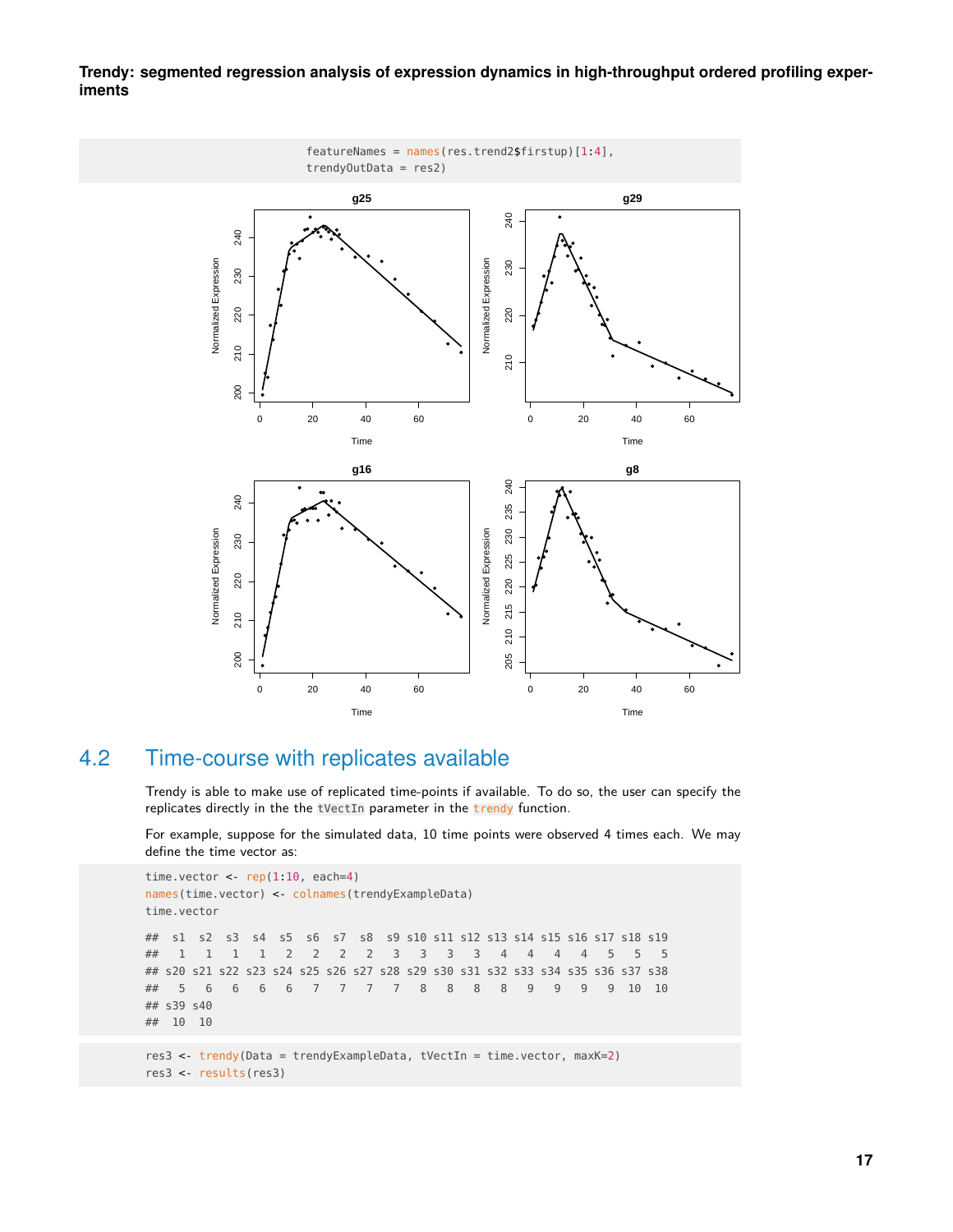```
featureNames = names(res.trend2$firstup)[1:4],
trendyOutData = res2)
```

## 4.2 Time-course with replicates available

Trendy is able to make use of replicated time-points if available. To do so, the user can specify the replicates directly in the the `tVectIn` parameter in the `trendy` function.

For example, suppose for the simulated data, 10 time points were observed 4 times each. We may define the time vector as:

```
time.vector <- rep(1:10, each=4)
names(time.vector) <- colnames(trendyExampleData)
time.vector

##  s1  s2  s3  s4  s5  s6  s7  s8  s9 s10 s11 s12 s13 s14 s15 s16 s17 s18 s19
##   1   1   1   1   2   2   2   2   3   3   3   3   4   4   4   4   5   5   5
## s20 s21 s22 s23 s24 s25 s26 s27 s28 s29 s30 s31 s32 s33 s34 s35 s36 s37 s38
##   5   6   6   6   6   7   7   7   7   8   8   8   8   9   9   9   9  10  10
## s39 s40
##  10  10
```

```
res3 <- trendy(Data = trendyExampleData, tVectIn = time.vector, maxK=2)
res3 <- results(res3)
```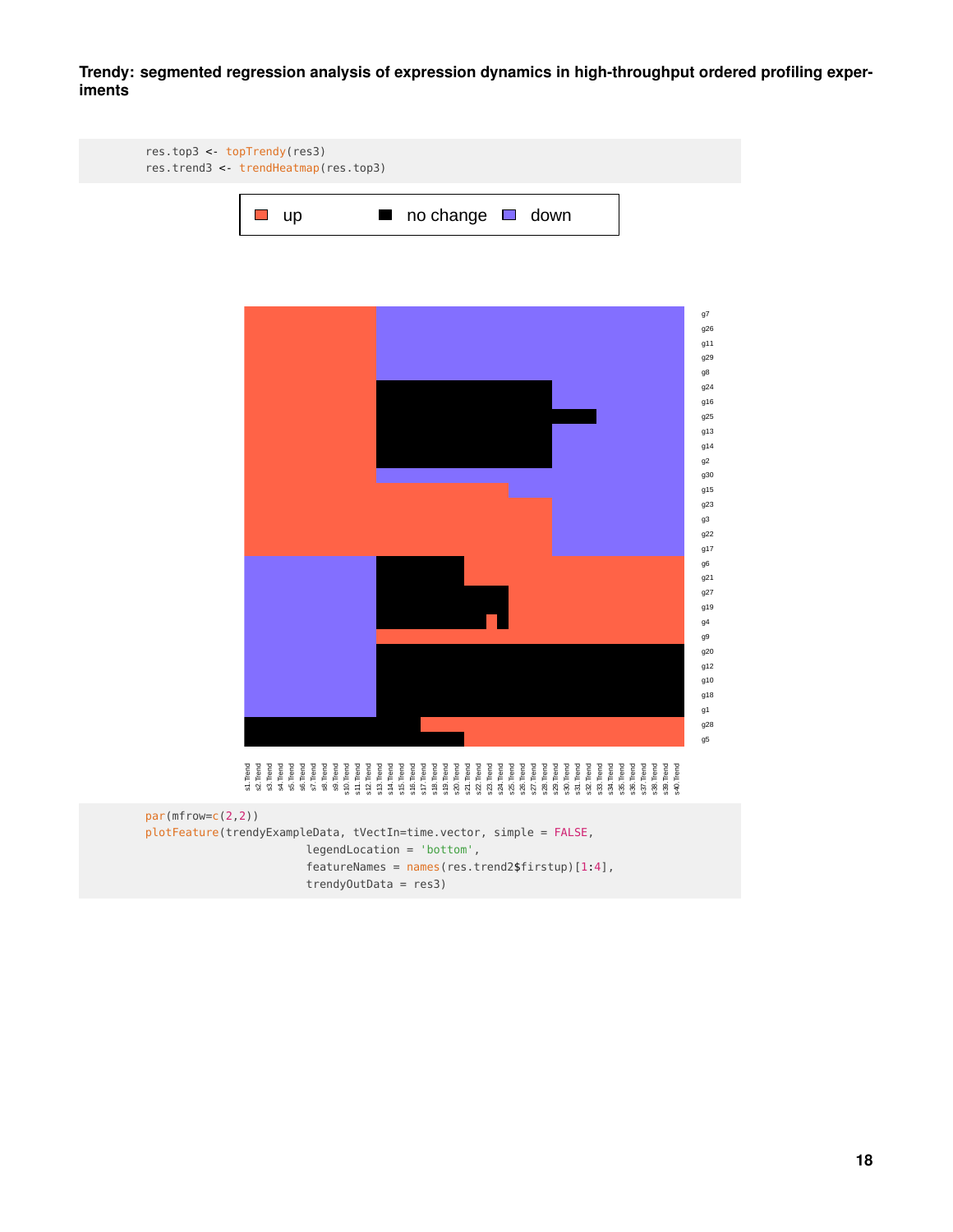```
res.top3 <- topTrendy(res3)
res.trend3 <- trendHeatmap(res.top3)
```

```
par(mfrow=c(2,2))
plotFeature(trendyExampleData, tVectIn=time.vector, simple = FALSE,
                        legendLocation = 'bottom',
                        featureNames = names(res.trend2$firstup)[1:4],
                        trendyOutData = res3)
```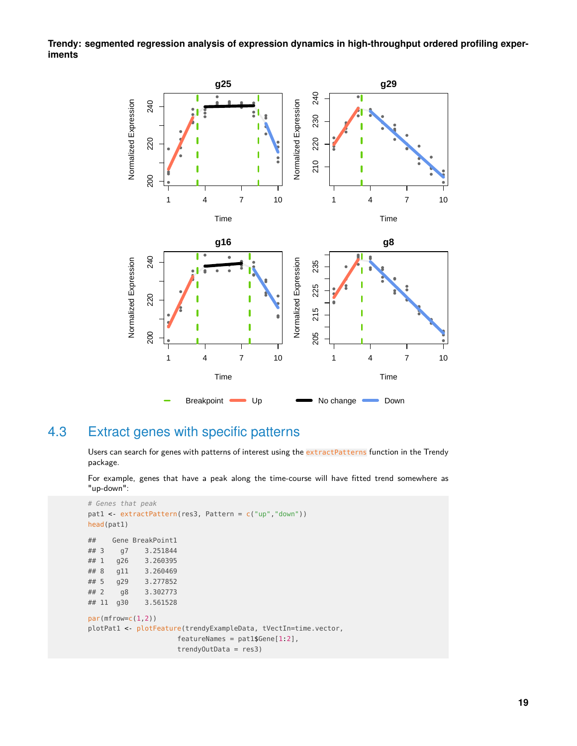## 4.3 Extract genes with specific patterns

Users can search for genes with patterns of interest using the extractPatterns function in the Trendy package.

For example, genes that have a peak along the time-course will have fitted trend somewhere as "up-down":

```
# Genes that peak
pat1 <- extractPattern(res3, Pattern = c("up","down"))
head(pat1)

##    Gene BreakPoint1
## 3    g7    3.251844
## 1   g26    3.260395
## 8   g11    3.260469
## 5   g29    3.277852
## 2    g8    3.302773
## 11  g30    3.561528

par(mfrow=c(1,2))
plotPat1 <- plotFeature(trendyExampleData, tVectIn=time.vector,
                        featureNames = pat1$Gene[1:2],
                        trendyOutData = res3)
```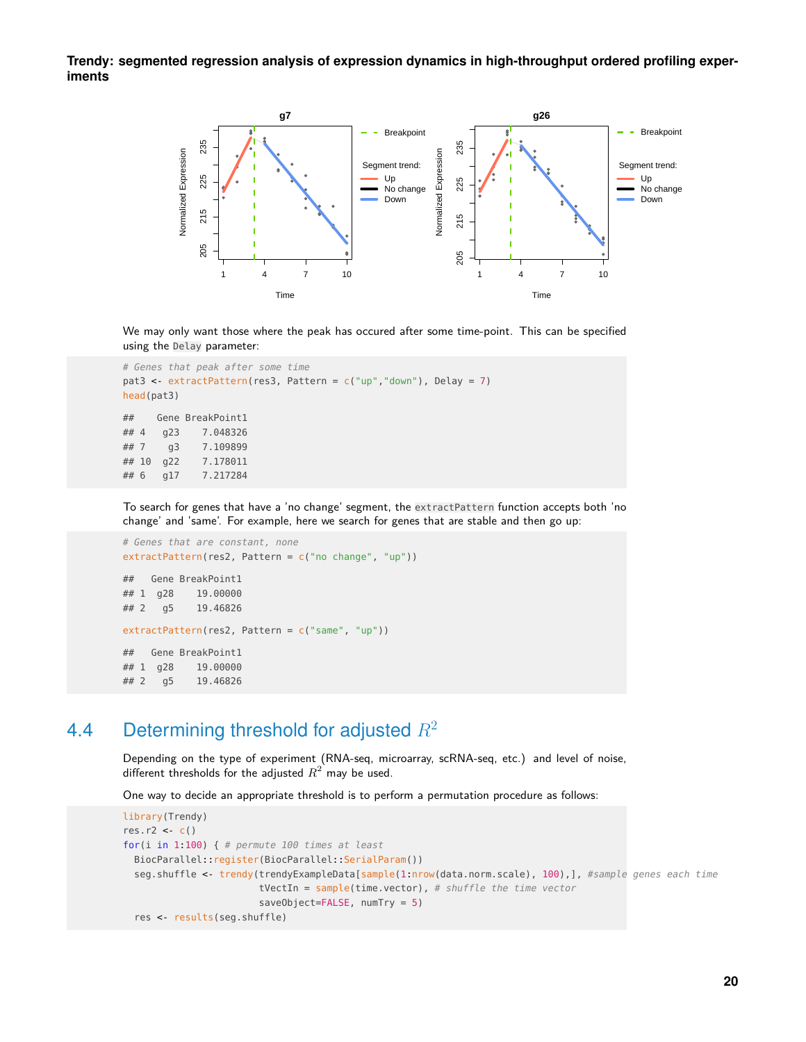We may only want those where the peak has occured after some time-point. This can be specified using the Delay parameter:

```
# Genes that peak after some time
pat3 <- extractPattern(res3, Pattern = c("up","down"), Delay = 7)
head(pat3)

##    Gene BreakPoint1
## 4   g23    7.048326
## 7    g3    7.109899
## 10  g22    7.178011
## 6   g17    7.217284
```

To search for genes that have a 'no change' segment, the extractPattern function accepts both 'no change' and 'same'. For example, here we search for genes that are stable and then go up:

```
# Genes that are constant, none
extractPattern(res2, Pattern = c("no change", "up"))

##   Gene BreakPoint1
## 1  g28    19.00000
## 2   g5    19.46826

extractPattern(res2, Pattern = c("same", "up"))

##   Gene BreakPoint1
## 1  g28    19.00000
## 2   g5    19.46826
```

## 4.4 Determining threshold for adjusted $R^2$

Depending on the type of experiment (RNA-seq, microarray, scRNA-seq, etc.) and level of noise, different thresholds for the adjusted $R^2$ may be used.

One way to decide an appropriate threshold is to perform a permutation procedure as follows:

```
library(Trendy)
res.r2 <- c()
for(i in 1:100) { # permute 100 times at least
  BiocParallel::register(BiocParallel::SerialParam())
  seg.shuffle <- trendy(trendyExampleData[sample(1:nrow(data.norm.scale), 100),], #sample genes each time
                        tVectIn = sample(time.vector), # shuffle the time vector
                        saveObject=FALSE, numTry = 5)
  res <- results(seg.shuffle)
```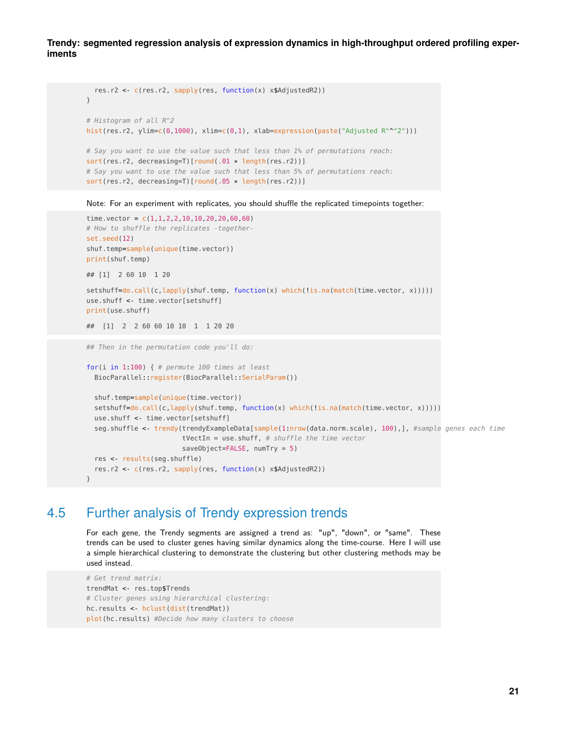```
  res.r2 <- c(res.r2, sapply(res, function(x) x$AdjustedR2))
}

# Histogram of all R^2
hist(res.r2, ylim=c(0,1000), xlim=c(0,1), xlab=expression(paste("Adjusted R"^"2")))

# Say you want to use the value such that less than 1% of permutations reach:
sort(res.r2, decreasing=T)[round(.01 * length(res.r2))]
# Say you want to use the value such that less than 5% of permutations reach:
sort(res.r2, decreasing=T)[round(.05 * length(res.r2))]
```

Note: For an experiment with replicates, you should shuffle the replicated timepoints together:

```
time.vector = c(1,1,2,2,10,10,20,20,60,60)
# How to shuffle the replicates -together-
set.seed(12)
shuf.temp=sample(unique(time.vector))
print(shuf.temp)

## [1]  2 60 10  1 20

setshuff=do.call(c,lapply(shuf.temp, function(x) which(!is.na(match(time.vector, x)))))
use.shuff <- time.vector[setshuff]
print(use.shuff)

##  [1]  2  2 60 60 10 10  1  1 20 20
```

```
## Then in the permutation code you'll do:

for(i in 1:100) { # permute 100 times at least
  BiocParallel::register(BiocParallel::SerialParam())

  shuf.temp=sample(unique(time.vector))
  setshuff=do.call(c,lapply(shuf.temp, function(x) which(!is.na(match(time.vector, x)))))
  use.shuff <- time.vector[setshuff]
  seg.shuffle <- trendy(trendyExampleData[sample(1:nrow(data.norm.scale), 100),], #sample genes each time
                        tVectIn = use.shuff, # shuffle the time vector
                        saveObject=FALSE, numTry = 5)
  res <- results(seg.shuffle)
  res.r2 <- c(res.r2, sapply(res, function(x) x$AdjustedR2))
}
```

## 4.5 Further analysis of Trendy expression trends

For each gene, the Trendy segments are assigned a trend as: "up", "down", or "same". These trends can be used to cluster genes having similar dynamics along the time-course. Here I will use a simple hierarchical clustering to demonstrate the clustering but other clustering methods may be used instead.

```
# Get trend matrix:
trendMat <- res.top$Trends
# Cluster genes using hierarchical clustering:
hc.results <- hclust(dist(trendMat))
plot(hc.results) #Decide how many clusters to choose
```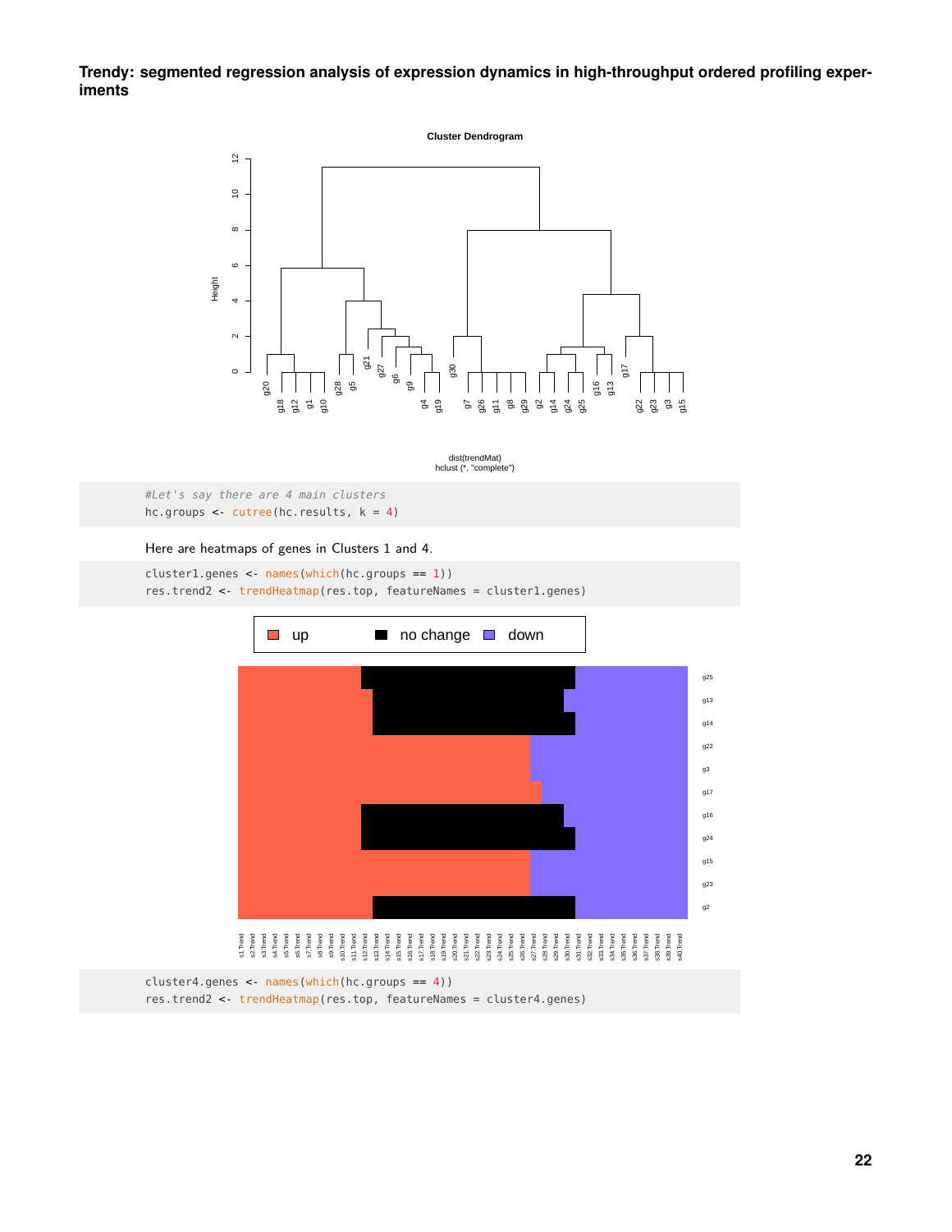```
#Let's say there are 4 main clusters
hc.groups <- cutree(hc.results, k = 4)
```

Here are heatmaps of genes in Clusters 1 and 4.

```
cluster1.genes <- names(which(hc.groups == 1))
res.trend2 <- trendHeatmap(res.top, featureNames = cluster1.genes)
```

```
cluster4.genes <- names(which(hc.groups == 4))
res.trend2 <- trendHeatmap(res.top, featureNames = cluster4.genes)
```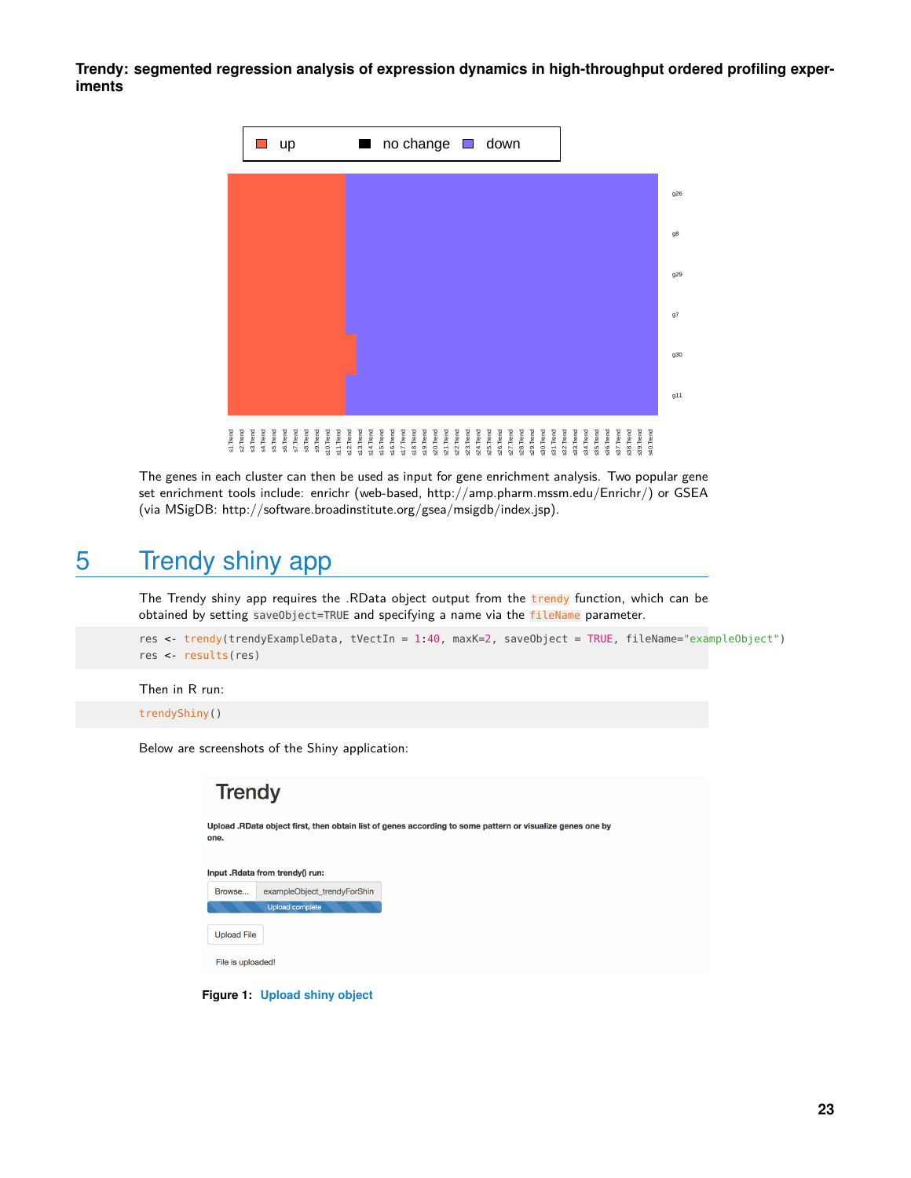The genes in each cluster can then be used as input for gene enrichment analysis. Two popular gene set enrichment tools include: enrichr (web-based, http://amp.pharm.mssm.edu/Enrichr/) or GSEA (via MSigDB: http://software.broadinstitute.org/gsea/msigdb/index.jsp).

# 5 Trendy shiny app

The Trendy shiny app requires the .RData object output from the `trendy` function, which can be obtained by setting `saveObject=TRUE` and specifying a name via the `fileName` parameter.

```
res <- trendy(trendyExampleData, tVectIn = 1:40, maxK=2, saveObject = TRUE, fileName="exampleObject")
res <- results(res)
```

Then in R run:

```
trendyShiny()
```

Below are screenshots of the Shiny application:

Figure 1: Upload shiny object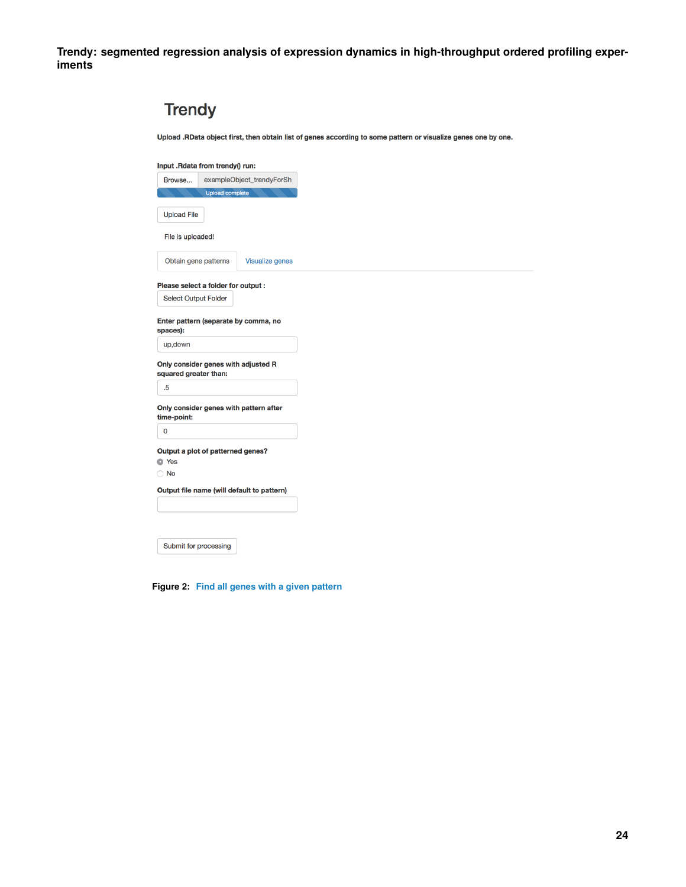# Trendy

Upload .RData object first, then obtain list of genes according to some pattern or visualize genes one by one.

Input .Rdata from trendy() run:

Browse... exampleObject_trendyForSh

Upload complete

Upload File

File is uploaded!

Obtain gene patterns | Visualize genes

Please select a folder for output :

Select Output Folder

Enter pattern (separate by comma, no spaces):

up,down

Only consider genes with adjusted R squared greater than:

.5

Only consider genes with pattern after time-point:

0

Output a plot of patterned genes?

- Yes
- No

Output file name (will default to pattern)

Submit for processing

**Figure 2:** Find all genes with a given pattern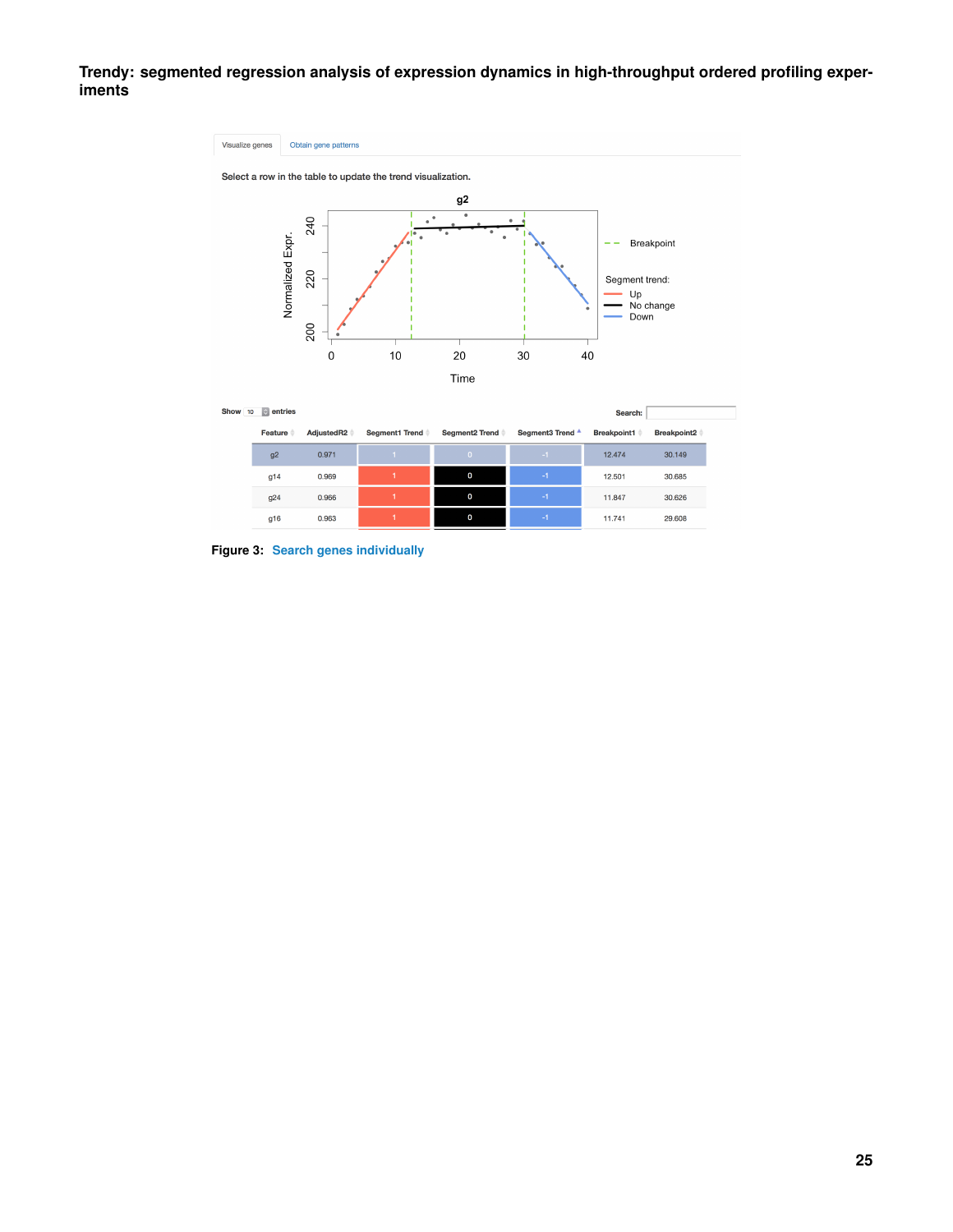Trendy: segmented regression analysis of expression dynamics in high-throughput ordered profiling experiments

Visualize genes | Obtain gene patterns

Select a row in the table to update the trend visualization.

Show 10 entries

Search:

| Feature | AdjustedR2 | Segment1 Trend | Segment2 Trend | Segment3 Trend | Breakpoint1 | Breakpoint2 |
|---|---|---|---|---|---|---|
| g2 | 0.971 | 1 | 0 | -1 | 12.474 | 30.149 |
| g14 | 0.969 | 1 | 0 | -1 | 12.501 | 30.685 |
| g24 | 0.966 | 1 | 0 | -1 | 11.847 | 30.626 |
| g16 | 0.963 | 1 | 0 | -1 | 11.741 | 29.608 |

**Figure 3:** Search genes individually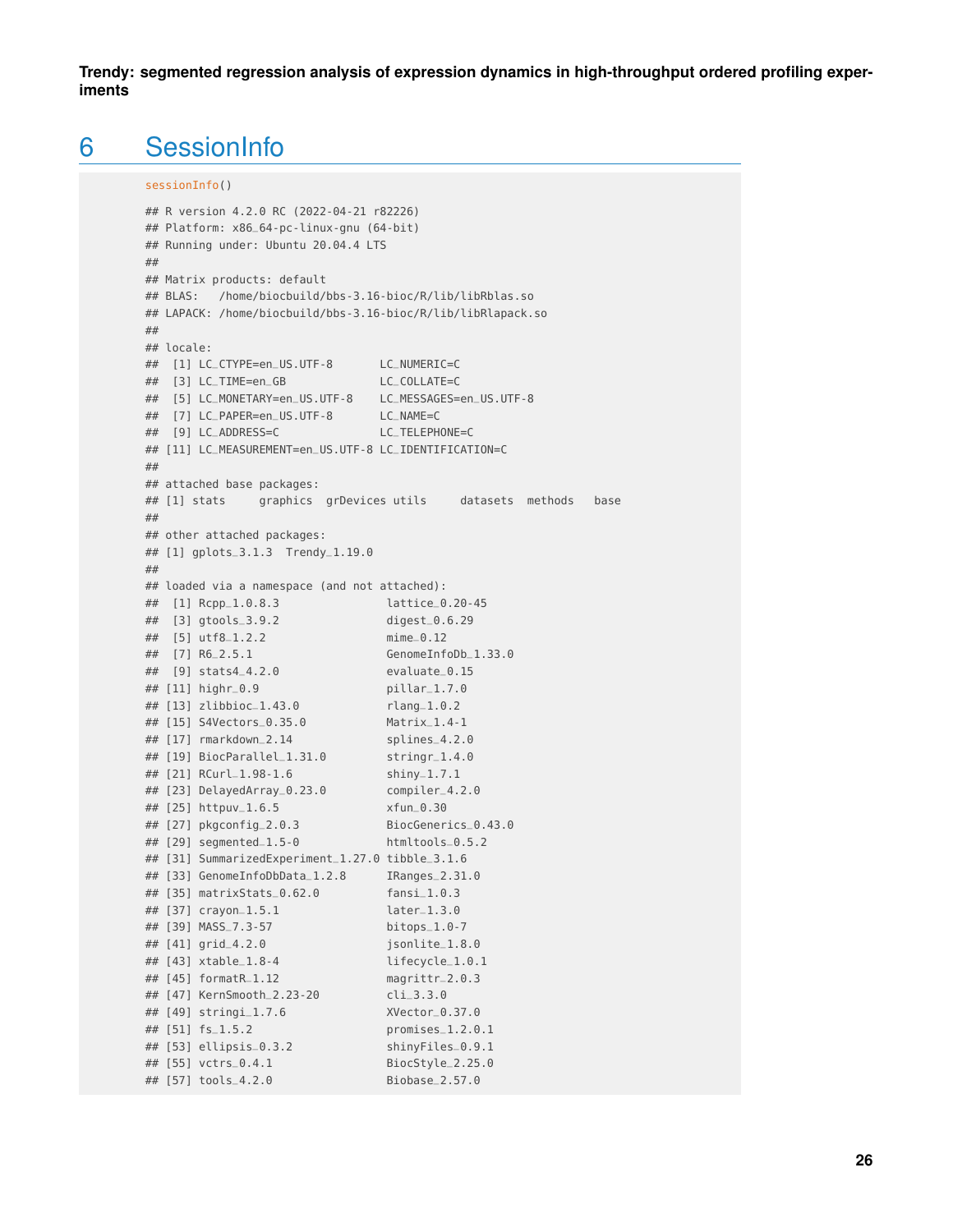# 6 SessionInfo

```
sessionInfo()

## R version 4.2.0 RC (2022-04-21 r82226)
## Platform: x86_64-pc-linux-gnu (64-bit)
## Running under: Ubuntu 20.04.4 LTS
##
## Matrix products: default
## BLAS:   /home/biocbuild/bbs-3.16-bioc/R/lib/libRblas.so
## LAPACK: /home/biocbuild/bbs-3.16-bioc/R/lib/libRlapack.so
##
## locale:
##  [1] LC_CTYPE=en_US.UTF-8       LC_NUMERIC=C
##  [3] LC_TIME=en_GB              LC_COLLATE=C
##  [5] LC_MONETARY=en_US.UTF-8    LC_MESSAGES=en_US.UTF-8
##  [7] LC_PAPER=en_US.UTF-8       LC_NAME=C
##  [9] LC_ADDRESS=C               LC_TELEPHONE=C
## [11] LC_MEASUREMENT=en_US.UTF-8 LC_IDENTIFICATION=C
##
## attached base packages:
## [1] stats     graphics  grDevices utils     datasets  methods   base
##
## other attached packages:
## [1] gplots_3.1.3  Trendy_1.19.0
##
## loaded via a namespace (and not attached):
##  [1] Rcpp_1.0.8.3                lattice_0.20-45
##  [3] gtools_3.9.2                digest_0.6.29
##  [5] utf8_1.2.2                  mime_0.12
##  [7] R6_2.5.1                    GenomeInfoDb_1.33.0
##  [9] stats4_4.2.0                evaluate_0.15
## [11] highr_0.9                   pillar_1.7.0
## [13] zlibbioc_1.43.0             rlang_1.0.2
## [15] S4Vectors_0.35.0            Matrix_1.4-1
## [17] rmarkdown_2.14              splines_4.2.0
## [19] BiocParallel_1.31.0         stringr_1.4.0
## [21] RCurl_1.98-1.6              shiny_1.7.1
## [23] DelayedArray_0.23.0         compiler_4.2.0
## [25] httpuv_1.6.5                xfun_0.30
## [27] pkgconfig_2.0.3             BiocGenerics_0.43.0
## [29] segmented_1.5-0             htmltools_0.5.2
## [31] SummarizedExperiment_1.27.0 tibble_3.1.6
## [33] GenomeInfoDbData_1.2.8      IRanges_2.31.0
## [35] matrixStats_0.62.0          fansi_1.0.3
## [37] crayon_1.5.1                later_1.3.0
## [39] MASS_7.3-57                 bitops_1.0-7
## [41] grid_4.2.0                  jsonlite_1.8.0
## [43] xtable_1.8-4                lifecycle_1.0.1
## [45] formatR_1.12                magrittr_2.0.3
## [47] KernSmooth_2.23-20          cli_3.3.0
## [49] stringi_1.7.6               XVector_0.37.0
## [51] fs_1.5.2                    promises_1.2.0.1
## [53] ellipsis_0.3.2              shinyFiles_0.9.1
## [55] vctrs_0.4.1                 BiocStyle_2.25.0
## [57] tools_4.2.0                 Biobase_2.57.0
```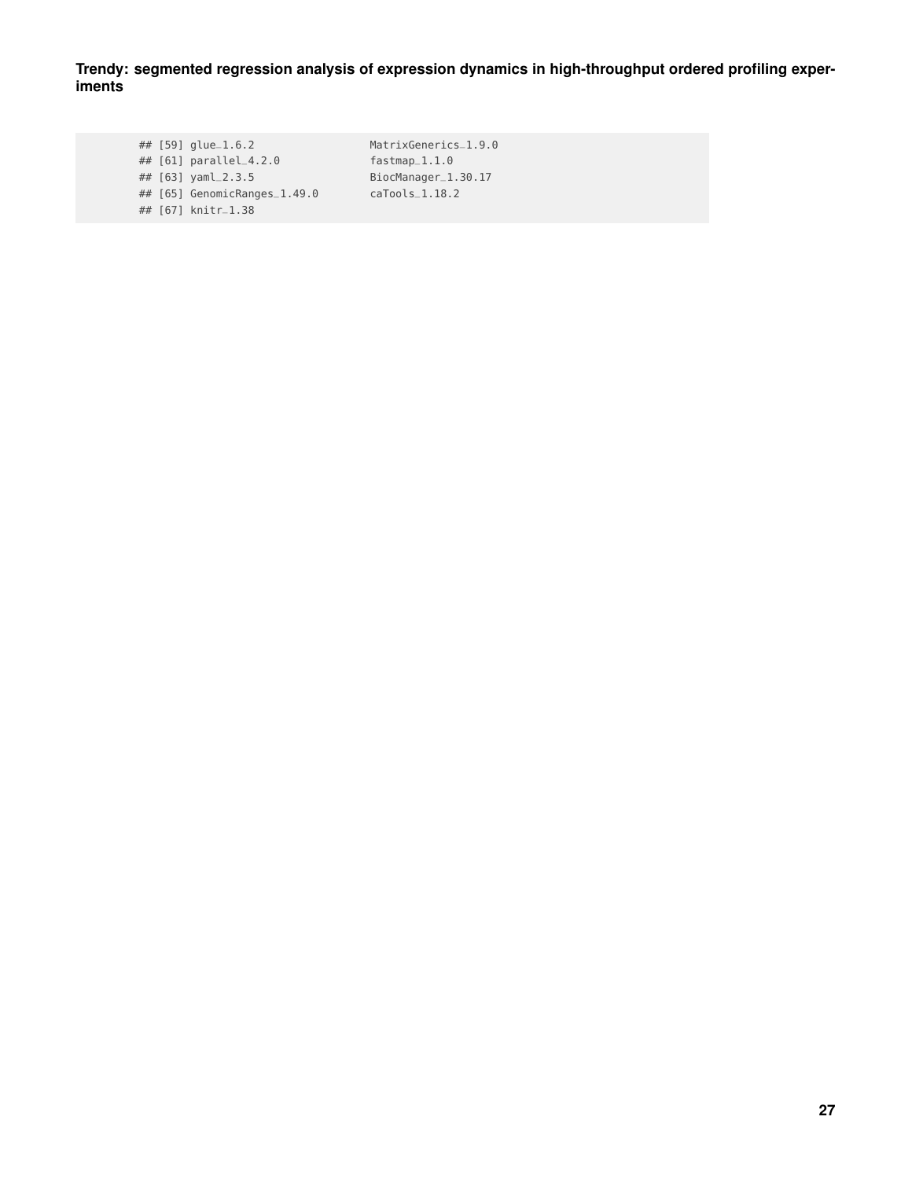```
## [59] glue_1.6.2                 MatrixGenerics_1.9.0
## [61] parallel_4.2.0             fastmap_1.1.0
## [63] yaml_2.3.5                 BiocManager_1.30.17
## [65] GenomicRanges_1.49.0       caTools_1.18.2
## [67] knitr_1.38
```